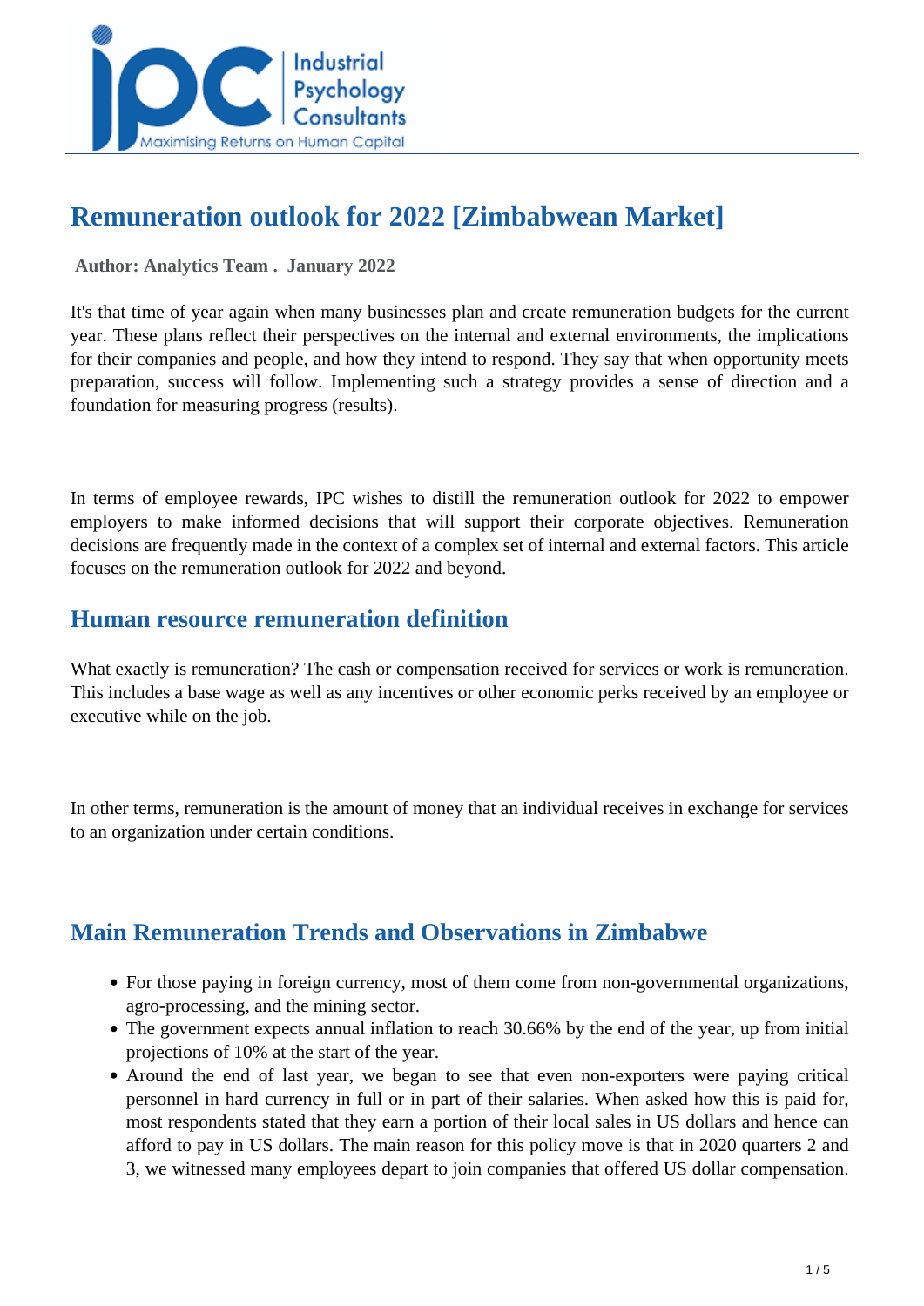# Remuneration outlook for 2022 [Zimbabwean Market]

**Author: Analytics Team . January 2022**

It's that time of year again when many businesses plan and create remuneration budgets for the current year. These plans reflect their perspectives on the internal and external environments, the implications for their companies and people, and how they intend to respond. They say that when opportunity meets preparation, success will follow. Implementing such a strategy provides a sense of direction and a foundation for measuring progress (results).

In terms of employee rewards, IPC wishes to distill the remuneration outlook for 2022 to empower employers to make informed decisions that will support their corporate objectives. Remuneration decisions are frequently made in the context of a complex set of internal and external factors. This article focuses on the remuneration outlook for 2022 and beyond.

## Human resource remuneration definition

What exactly is remuneration? The cash or compensation received for services or work is remuneration. This includes a base wage as well as any incentives or other economic perks received by an employee or executive while on the job.

In other terms, remuneration is the amount of money that an individual receives in exchange for services to an organization under certain conditions.

## Main Remuneration Trends and Observations in Zimbabwe

- For those paying in foreign currency, most of them come from non-governmental organizations, agro-processing, and the mining sector.
- The government expects annual inflation to reach 30.66% by the end of the year, up from initial projections of 10% at the start of the year.
- Around the end of last year, we began to see that even non-exporters were paying critical personnel in hard currency in full or in part of their salaries. When asked how this is paid for, most respondents stated that they earn a portion of their local sales in US dollars and hence can afford to pay in US dollars. The main reason for this policy move is that in 2020 quarters 2 and 3, we witnessed many employees depart to join companies that offered US dollar compensation.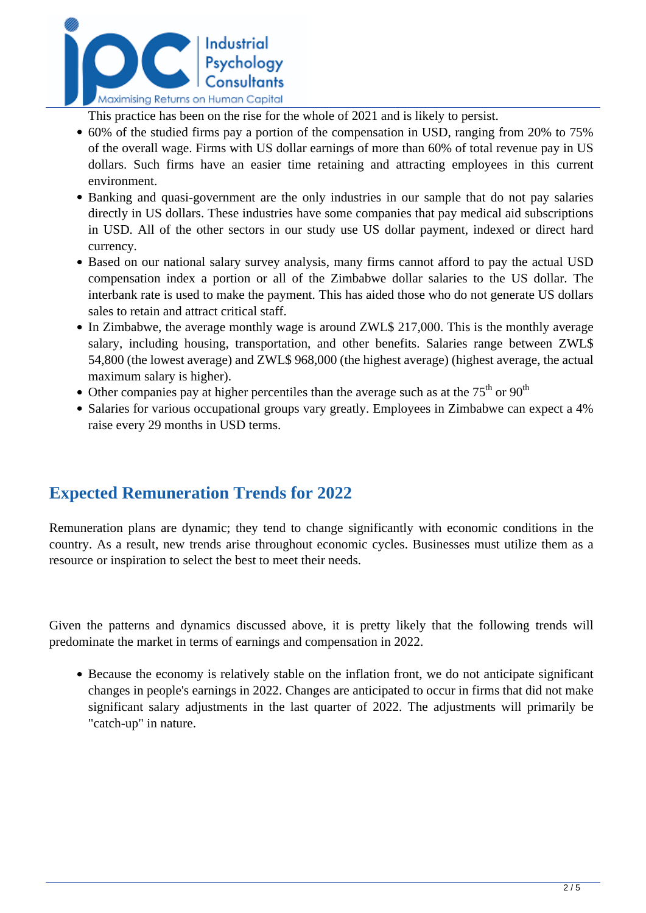This practice has been on the rise for the whole of 2021 and is likely to persist.

- 60% of the studied firms pay a portion of the compensation in USD, ranging from 20% to 75% of the overall wage. Firms with US dollar earnings of more than 60% of total revenue pay in US dollars. Such firms have an easier time retaining and attracting employees in this current environment.
- Banking and quasi-government are the only industries in our sample that do not pay salaries directly in US dollars. These industries have some companies that pay medical aid subscriptions in USD. All of the other sectors in our study use US dollar payment, indexed or direct hard currency.
- Based on our national salary survey analysis, many firms cannot afford to pay the actual USD compensation index a portion or all of the Zimbabwe dollar salaries to the US dollar. The interbank rate is used to make the payment. This has aided those who do not generate US dollars sales to retain and attract critical staff.
- In Zimbabwe, the average monthly wage is around ZWL$ 217,000. This is the monthly average salary, including housing, transportation, and other benefits. Salaries range between ZWL$ 54,800 (the lowest average) and ZWL$ 968,000 (the highest average) (highest average, the actual maximum salary is higher).
- Other companies pay at higher percentiles than the average such as at the 75th or 90th
- Salaries for various occupational groups vary greatly. Employees in Zimbabwe can expect a 4% raise every 29 months in USD terms.

## Expected Remuneration Trends for 2022

Remuneration plans are dynamic; they tend to change significantly with economic conditions in the country. As a result, new trends arise throughout economic cycles. Businesses must utilize them as a resource or inspiration to select the best to meet their needs.

Given the patterns and dynamics discussed above, it is pretty likely that the following trends will predominate the market in terms of earnings and compensation in 2022.

- Because the economy is relatively stable on the inflation front, we do not anticipate significant changes in people's earnings in 2022. Changes are anticipated to occur in firms that did not make significant salary adjustments in the last quarter of 2022. The adjustments will primarily be "catch-up" in nature.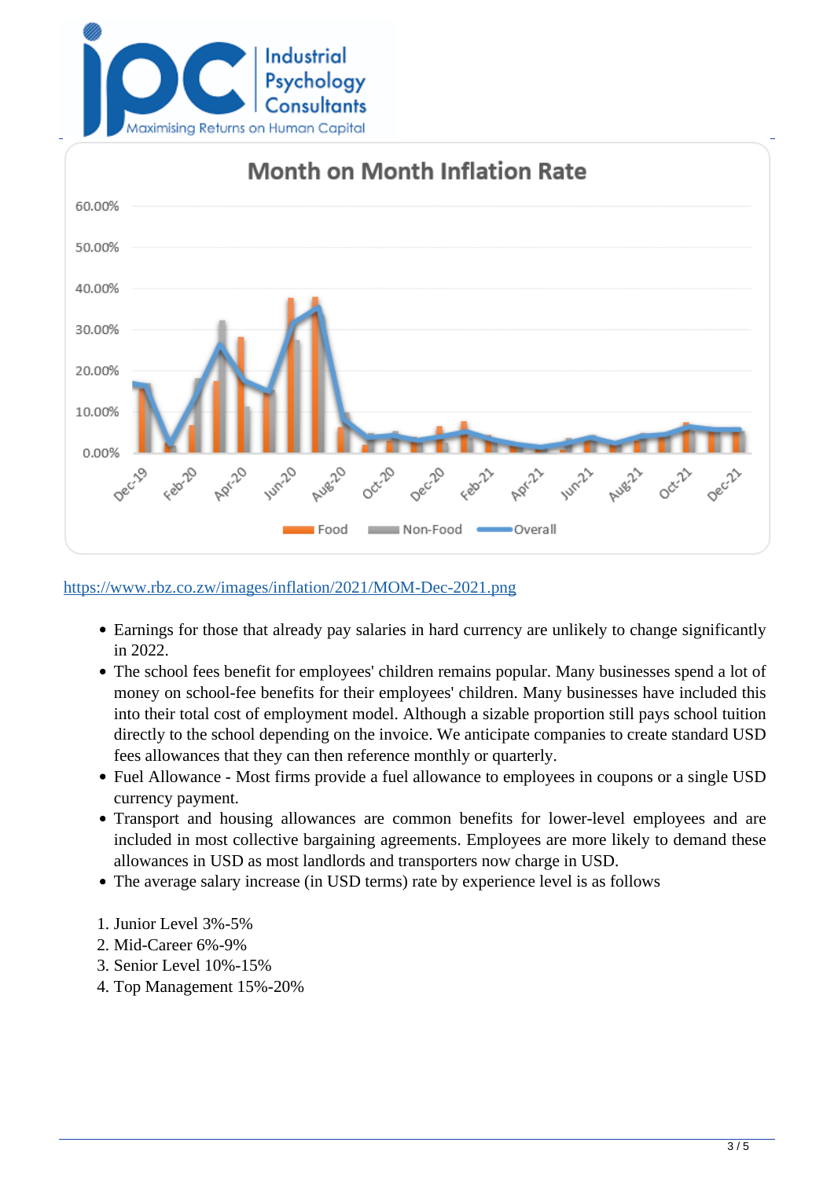https://www.rbz.co.zw/images/inflation/2021/MOM-Dec-2021.png

- Earnings for those that already pay salaries in hard currency are unlikely to change significantly in 2022.
- The school fees benefit for employees' children remains popular. Many businesses spend a lot of money on school-fee benefits for their employees' children. Many businesses have included this into their total cost of employment model. Although a sizable proportion still pays school tuition directly to the school depending on the invoice. We anticipate companies to create standard USD fees allowances that they can then reference monthly or quarterly.
- Fuel Allowance - Most firms provide a fuel allowance to employees in coupons or a single USD currency payment.
- Transport and housing allowances are common benefits for lower-level employees and are included in most collective bargaining agreements. Employees are more likely to demand these allowances in USD as most landlords and transporters now charge in USD.
- The average salary increase (in USD terms) rate by experience level is as follows

1. Junior Level 3%-5%
2. Mid-Career 6%-9%
3. Senior Level 10%-15%
4. Top Management 15%-20%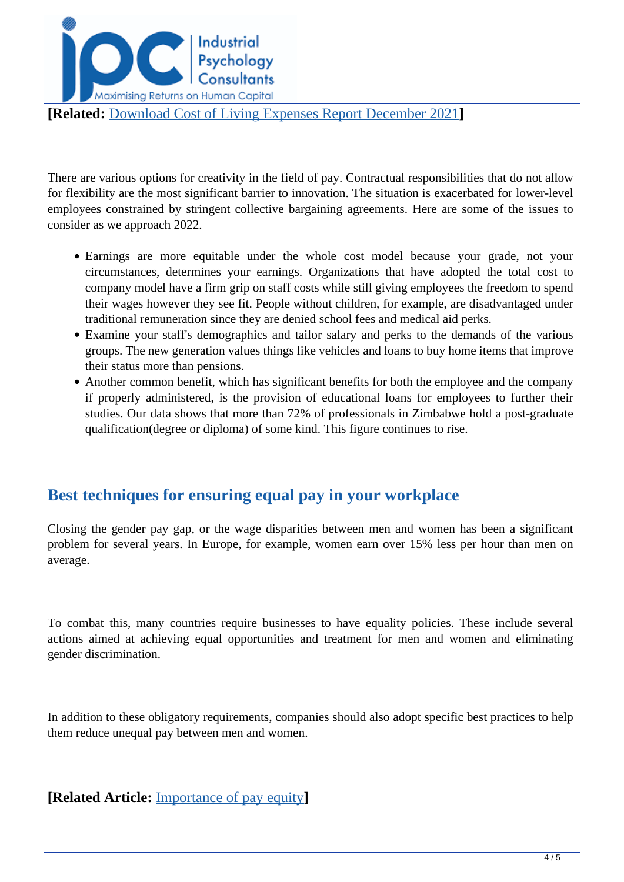**[Related:** Download Cost of Living Expenses Report December 2021**]**

There are various options for creativity in the field of pay. Contractual responsibilities that do not allow for flexibility are the most significant barrier to innovation. The situation is exacerbated for lower-level employees constrained by stringent collective bargaining agreements. Here are some of the issues to consider as we approach 2022.

- Earnings are more equitable under the whole cost model because your grade, not your circumstances, determines your earnings. Organizations that have adopted the total cost to company model have a firm grip on staff costs while still giving employees the freedom to spend their wages however they see fit. People without children, for example, are disadvantaged under traditional remuneration since they are denied school fees and medical aid perks.
- Examine your staff's demographics and tailor salary and perks to the demands of the various groups. The new generation values things like vehicles and loans to buy home items that improve their status more than pensions.
- Another common benefit, which has significant benefits for both the employee and the company if properly administered, is the provision of educational loans for employees to further their studies. Our data shows that more than 72% of professionals in Zimbabwe hold a post-graduate qualification(degree or diploma) of some kind. This figure continues to rise.

## Best techniques for ensuring equal pay in your workplace

Closing the gender pay gap, or the wage disparities between men and women has been a significant problem for several years. In Europe, for example, women earn over 15% less per hour than men on average.

To combat this, many countries require businesses to have equality policies. These include several actions aimed at achieving equal opportunities and treatment for men and women and eliminating gender discrimination.

In addition to these obligatory requirements, companies should also adopt specific best practices to help them reduce unequal pay between men and women.

**[Related Article:** Importance of pay equity**]**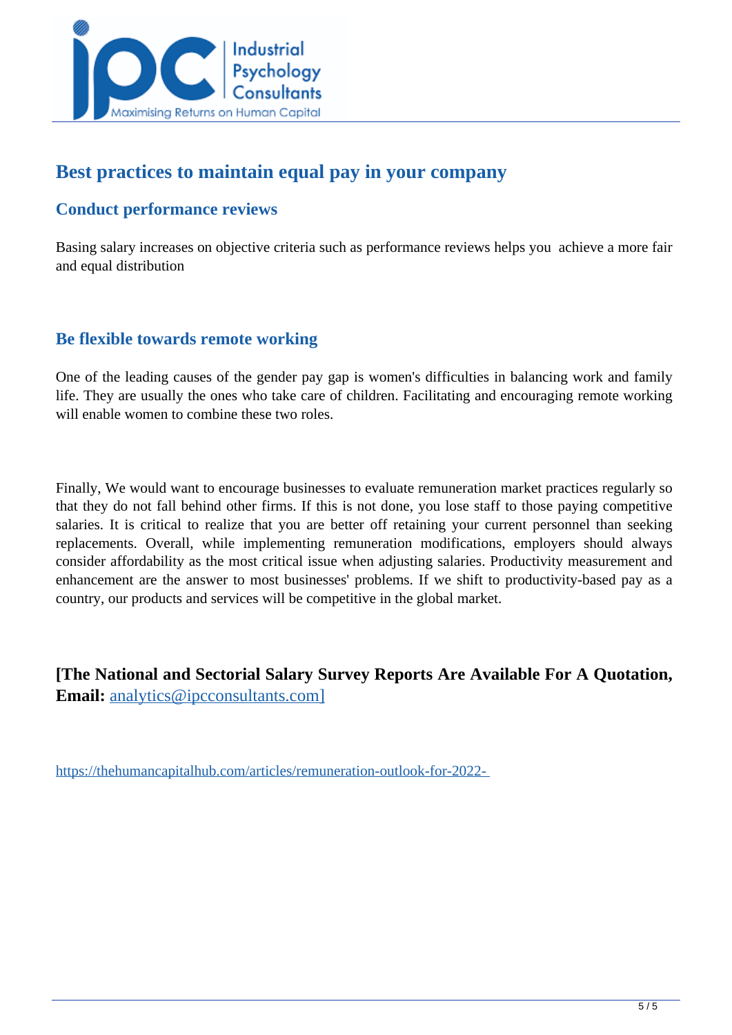## Best practices to maintain equal pay in your company

### Conduct performance reviews

Basing salary increases on objective criteria such as performance reviews helps you achieve a more fair and equal distribution

### Be flexible towards remote working

One of the leading causes of the gender pay gap is women's difficulties in balancing work and family life. They are usually the ones who take care of children. Facilitating and encouraging remote working will enable women to combine these two roles.

Finally, We would want to encourage businesses to evaluate remuneration market practices regularly so that they do not fall behind other firms. If this is not done, you lose staff to those paying competitive salaries. It is critical to realize that you are better off retaining your current personnel than seeking replacements. Overall, while implementing remuneration modifications, employers should always consider affordability as the most critical issue when adjusting salaries. Productivity measurement and enhancement are the answer to most businesses' problems. If we shift to productivity-based pay as a country, our products and services will be competitive in the global market.

**[The National and Sectorial Salary Survey Reports Are Available For A Quotation, Email:** analytics@ipcconsultants.com]

https://thehumancapitalhub.com/articles/remuneration-outlook-for-2022-